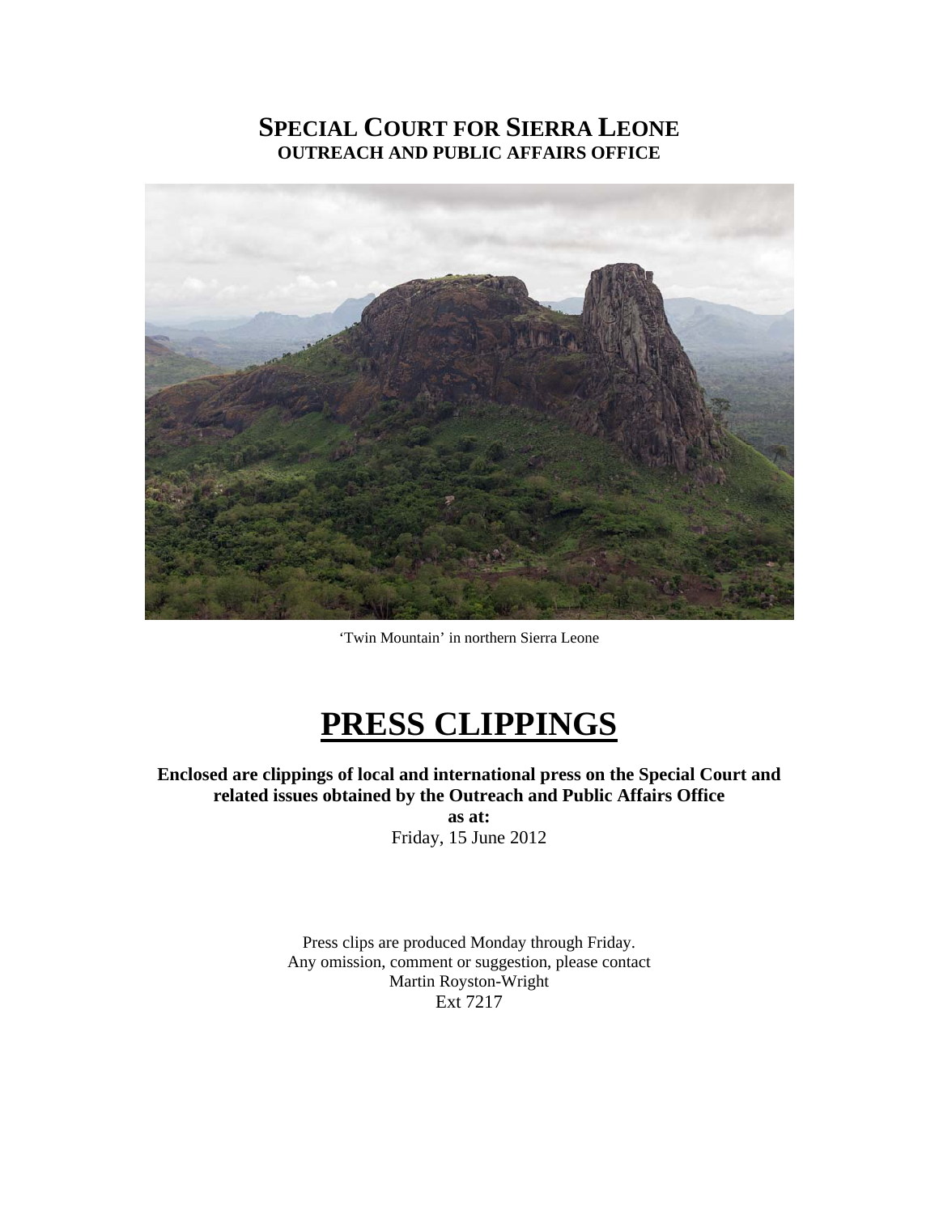# Special Court for Sierra Leone
## Outreach and Public Affairs Office

'Twin Mountain' in northern Sierra Leone

# PRESS CLIPPINGS

**Enclosed are clippings of local and international press on the Special Court and related issues obtained by the Outreach and Public Affairs Office**

**as at:**

Friday, 15 June 2012

Press clips are produced Monday through Friday.
Any omission, comment or suggestion, please contact
Martin Royston-Wright
Ext 7217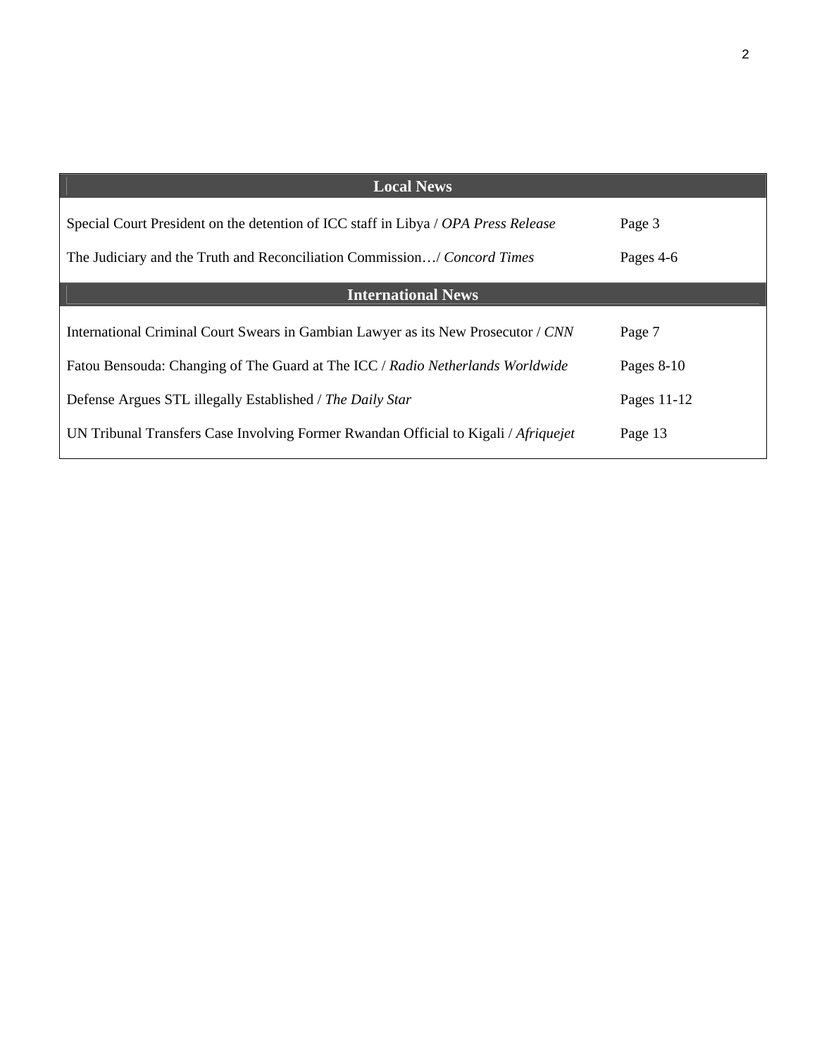| Local News | |
|---|---|
| Special Court President on the detention of ICC staff in Libya / *OPA Press Release* | Page 3 |
| The Judiciary and the Truth and Reconciliation Commission…/ *Concord Times* | Pages 4-6 |
| **International News** | |
| International Criminal Court Swears in Gambian Lawyer as its New Prosecutor / *CNN* | Page 7 |
| Fatou Bensouda: Changing of The Guard at The ICC / *Radio Netherlands Worldwide* | Pages 8-10 |
| Defense Argues STL illegally Established / *The Daily Star* | Pages 11-12 |
| UN Tribunal Transfers Case Involving Former Rwandan Official to Kigali / *Afriquejet* | Page 13 |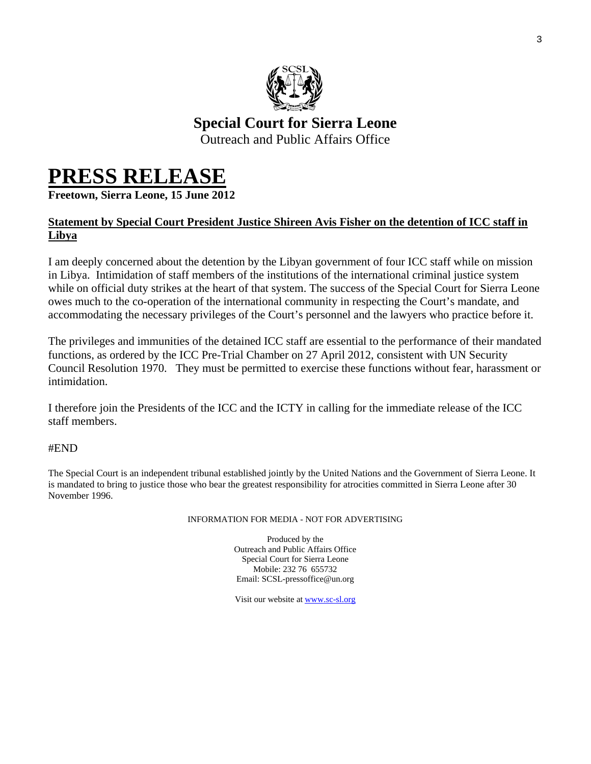**Special Court for Sierra Leone**
Outreach and Public Affairs Office

# PRESS RELEASE

**Freetown, Sierra Leone, 15 June 2012**

**Statement by Special Court President Justice Shireen Avis Fisher on the detention of ICC staff in Libya**

I am deeply concerned about the detention by the Libyan government of four ICC staff while on mission in Libya. Intimidation of staff members of the institutions of the international criminal justice system while on official duty strikes at the heart of that system. The success of the Special Court for Sierra Leone owes much to the co-operation of the international community in respecting the Court's mandate, and accommodating the necessary privileges of the Court's personnel and the lawyers who practice before it.

The privileges and immunities of the detained ICC staff are essential to the performance of their mandated functions, as ordered by the ICC Pre-Trial Chamber on 27 April 2012, consistent with UN Security Council Resolution 1970. They must be permitted to exercise these functions without fear, harassment or intimidation.

I therefore join the Presidents of the ICC and the ICTY in calling for the immediate release of the ICC staff members.

#END

The Special Court is an independent tribunal established jointly by the United Nations and the Government of Sierra Leone. It is mandated to bring to justice those who bear the greatest responsibility for atrocities committed in Sierra Leone after 30 November 1996.

INFORMATION FOR MEDIA - NOT FOR ADVERTISING

Produced by the
Outreach and Public Affairs Office
Special Court for Sierra Leone
Mobile: 232 76 655732
Email: SCSL-pressoffice@un.org

Visit our website at www.sc-sl.org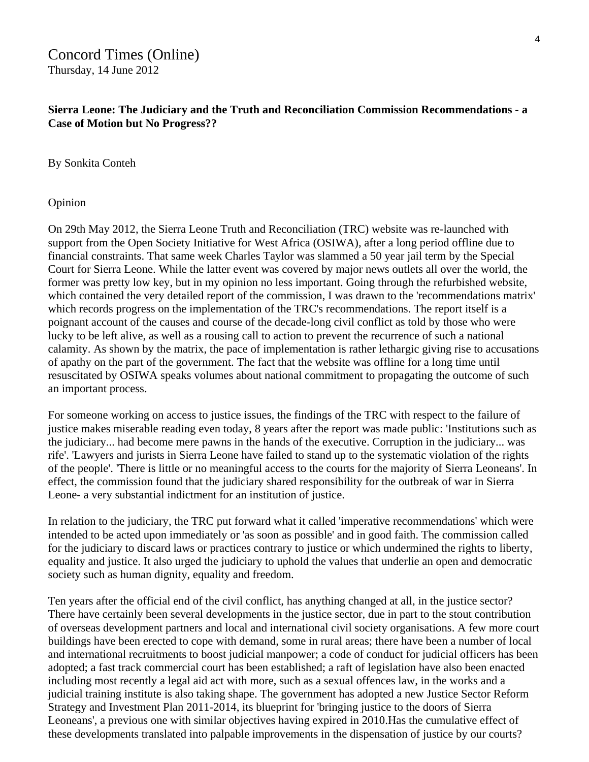Concord Times (Online)
Thursday, 14 June 2012

**Sierra Leone: The Judiciary and the Truth and Reconciliation Commission Recommendations - a Case of Motion but No Progress??**

By Sonkita Conteh

Opinion

On 29th May 2012, the Sierra Leone Truth and Reconciliation (TRC) website was re-launched with support from the Open Society Initiative for West Africa (OSIWA), after a long period offline due to financial constraints. That same week Charles Taylor was slammed a 50 year jail term by the Special Court for Sierra Leone. While the latter event was covered by major news outlets all over the world, the former was pretty low key, but in my opinion no less important. Going through the refurbished website, which contained the very detailed report of the commission, I was drawn to the 'recommendations matrix' which records progress on the implementation of the TRC's recommendations. The report itself is a poignant account of the causes and course of the decade-long civil conflict as told by those who were lucky to be left alive, as well as a rousing call to action to prevent the recurrence of such a national calamity. As shown by the matrix, the pace of implementation is rather lethargic giving rise to accusations of apathy on the part of the government. The fact that the website was offline for a long time until resuscitated by OSIWA speaks volumes about national commitment to propagating the outcome of such an important process.

For someone working on access to justice issues, the findings of the TRC with respect to the failure of justice makes miserable reading even today, 8 years after the report was made public: 'Institutions such as the judiciary... had become mere pawns in the hands of the executive. Corruption in the judiciary... was rife'. 'Lawyers and jurists in Sierra Leone have failed to stand up to the systematic violation of the rights of the people'. 'There is little or no meaningful access to the courts for the majority of Sierra Leoneans'. In effect, the commission found that the judiciary shared responsibility for the outbreak of war in Sierra Leone- a very substantial indictment for an institution of justice.

In relation to the judiciary, the TRC put forward what it called 'imperative recommendations' which were intended to be acted upon immediately or 'as soon as possible' and in good faith. The commission called for the judiciary to discard laws or practices contrary to justice or which undermined the rights to liberty, equality and justice. It also urged the judiciary to uphold the values that underlie an open and democratic society such as human dignity, equality and freedom.

Ten years after the official end of the civil conflict, has anything changed at all, in the justice sector? There have certainly been several developments in the justice sector, due in part to the stout contribution of overseas development partners and local and international civil society organisations. A few more court buildings have been erected to cope with demand, some in rural areas; there have been a number of local and international recruitments to boost judicial manpower; a code of conduct for judicial officers has been adopted; a fast track commercial court has been established; a raft of legislation have also been enacted including most recently a legal aid act with more, such as a sexual offences law, in the works and a judicial training institute is also taking shape. The government has adopted a new Justice Sector Reform Strategy and Investment Plan 2011-2014, its blueprint for 'bringing justice to the doors of Sierra Leoneans', a previous one with similar objectives having expired in 2010.Has the cumulative effect of these developments translated into palpable improvements in the dispensation of justice by our courts?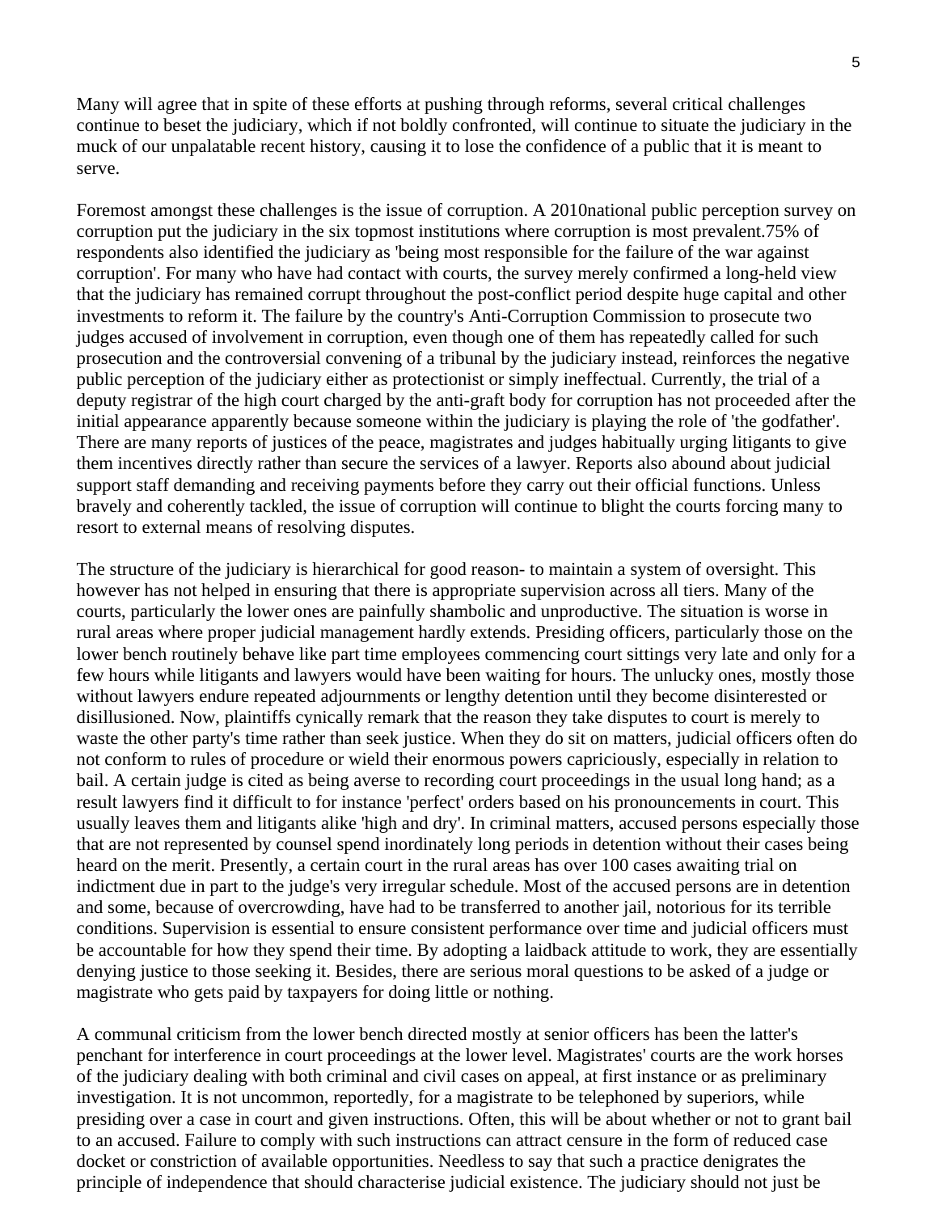Many will agree that in spite of these efforts at pushing through reforms, several critical challenges continue to beset the judiciary, which if not boldly confronted, will continue to situate the judiciary in the muck of our unpalatable recent history, causing it to lose the confidence of a public that it is meant to serve.

Foremost amongst these challenges is the issue of corruption. A 2010national public perception survey on corruption put the judiciary in the six topmost institutions where corruption is most prevalent.75% of respondents also identified the judiciary as 'being most responsible for the failure of the war against corruption'. For many who have had contact with courts, the survey merely confirmed a long-held view that the judiciary has remained corrupt throughout the post-conflict period despite huge capital and other investments to reform it. The failure by the country's Anti-Corruption Commission to prosecute two judges accused of involvement in corruption, even though one of them has repeatedly called for such prosecution and the controversial convening of a tribunal by the judiciary instead, reinforces the negative public perception of the judiciary either as protectionist or simply ineffectual. Currently, the trial of a deputy registrar of the high court charged by the anti-graft body for corruption has not proceeded after the initial appearance apparently because someone within the judiciary is playing the role of 'the godfather'. There are many reports of justices of the peace, magistrates and judges habitually urging litigants to give them incentives directly rather than secure the services of a lawyer. Reports also abound about judicial support staff demanding and receiving payments before they carry out their official functions. Unless bravely and coherently tackled, the issue of corruption will continue to blight the courts forcing many to resort to external means of resolving disputes.

The structure of the judiciary is hierarchical for good reason- to maintain a system of oversight. This however has not helped in ensuring that there is appropriate supervision across all tiers. Many of the courts, particularly the lower ones are painfully shambolic and unproductive. The situation is worse in rural areas where proper judicial management hardly extends. Presiding officers, particularly those on the lower bench routinely behave like part time employees commencing court sittings very late and only for a few hours while litigants and lawyers would have been waiting for hours. The unlucky ones, mostly those without lawyers endure repeated adjournments or lengthy detention until they become disinterested or disillusioned. Now, plaintiffs cynically remark that the reason they take disputes to court is merely to waste the other party's time rather than seek justice. When they do sit on matters, judicial officers often do not conform to rules of procedure or wield their enormous powers capriciously, especially in relation to bail. A certain judge is cited as being averse to recording court proceedings in the usual long hand; as a result lawyers find it difficult to for instance 'perfect' orders based on his pronouncements in court. This usually leaves them and litigants alike 'high and dry'. In criminal matters, accused persons especially those that are not represented by counsel spend inordinately long periods in detention without their cases being heard on the merit. Presently, a certain court in the rural areas has over 100 cases awaiting trial on indictment due in part to the judge's very irregular schedule. Most of the accused persons are in detention and some, because of overcrowding, have had to be transferred to another jail, notorious for its terrible conditions. Supervision is essential to ensure consistent performance over time and judicial officers must be accountable for how they spend their time. By adopting a laidback attitude to work, they are essentially denying justice to those seeking it. Besides, there are serious moral questions to be asked of a judge or magistrate who gets paid by taxpayers for doing little or nothing.

A communal criticism from the lower bench directed mostly at senior officers has been the latter's penchant for interference in court proceedings at the lower level. Magistrates' courts are the work horses of the judiciary dealing with both criminal and civil cases on appeal, at first instance or as preliminary investigation. It is not uncommon, reportedly, for a magistrate to be telephoned by superiors, while presiding over a case in court and given instructions. Often, this will be about whether or not to grant bail to an accused. Failure to comply with such instructions can attract censure in the form of reduced case docket or constriction of available opportunities. Needless to say that such a practice denigrates the principle of independence that should characterise judicial existence. The judiciary should not just be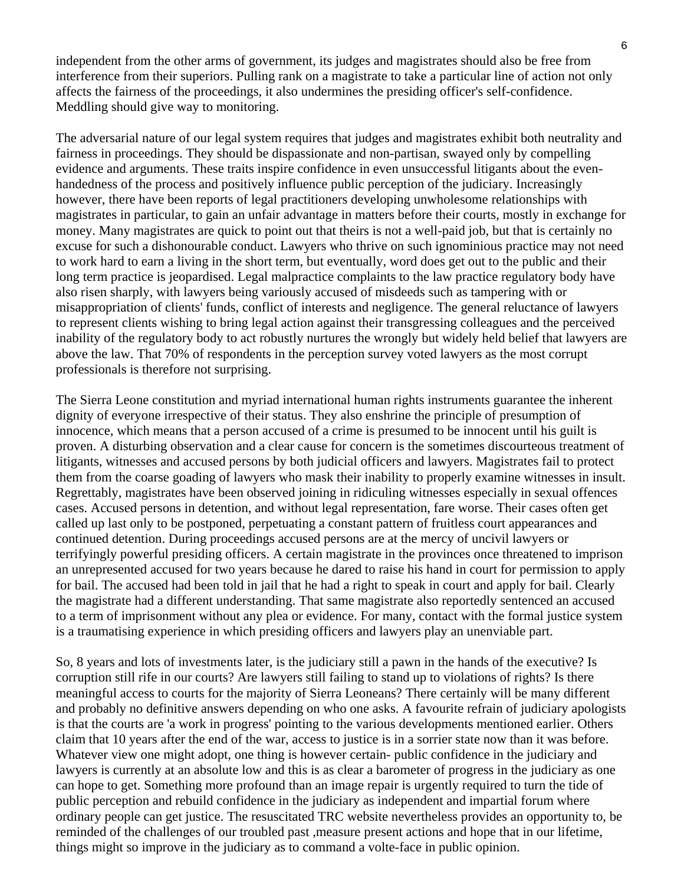independent from the other arms of government, its judges and magistrates should also be free from interference from their superiors. Pulling rank on a magistrate to take a particular line of action not only affects the fairness of the proceedings, it also undermines the presiding officer's self-confidence. Meddling should give way to monitoring.

The adversarial nature of our legal system requires that judges and magistrates exhibit both neutrality and fairness in proceedings. They should be dispassionate and non-partisan, swayed only by compelling evidence and arguments. These traits inspire confidence in even unsuccessful litigants about the even-handedness of the process and positively influence public perception of the judiciary. Increasingly however, there have been reports of legal practitioners developing unwholesome relationships with magistrates in particular, to gain an unfair advantage in matters before their courts, mostly in exchange for money. Many magistrates are quick to point out that theirs is not a well-paid job, but that is certainly no excuse for such a dishonourable conduct. Lawyers who thrive on such ignominious practice may not need to work hard to earn a living in the short term, but eventually, word does get out to the public and their long term practice is jeopardised. Legal malpractice complaints to the law practice regulatory body have also risen sharply, with lawyers being variously accused of misdeeds such as tampering with or misappropriation of clients' funds, conflict of interests and negligence. The general reluctance of lawyers to represent clients wishing to bring legal action against their transgressing colleagues and the perceived inability of the regulatory body to act robustly nurtures the wrongly but widely held belief that lawyers are above the law. That 70% of respondents in the perception survey voted lawyers as the most corrupt professionals is therefore not surprising.

The Sierra Leone constitution and myriad international human rights instruments guarantee the inherent dignity of everyone irrespective of their status. They also enshrine the principle of presumption of innocence, which means that a person accused of a crime is presumed to be innocent until his guilt is proven. A disturbing observation and a clear cause for concern is the sometimes discourteous treatment of litigants, witnesses and accused persons by both judicial officers and lawyers. Magistrates fail to protect them from the coarse goading of lawyers who mask their inability to properly examine witnesses in insult. Regrettably, magistrates have been observed joining in ridiculing witnesses especially in sexual offences cases. Accused persons in detention, and without legal representation, fare worse. Their cases often get called up last only to be postponed, perpetuating a constant pattern of fruitless court appearances and continued detention. During proceedings accused persons are at the mercy of uncivil lawyers or terrifyingly powerful presiding officers. A certain magistrate in the provinces once threatened to imprison an unrepresented accused for two years because he dared to raise his hand in court for permission to apply for bail. The accused had been told in jail that he had a right to speak in court and apply for bail. Clearly the magistrate had a different understanding. That same magistrate also reportedly sentenced an accused to a term of imprisonment without any plea or evidence. For many, contact with the formal justice system is a traumatising experience in which presiding officers and lawyers play an unenviable part.

So, 8 years and lots of investments later, is the judiciary still a pawn in the hands of the executive? Is corruption still rife in our courts? Are lawyers still failing to stand up to violations of rights? Is there meaningful access to courts for the majority of Sierra Leoneans? There certainly will be many different and probably no definitive answers depending on who one asks. A favourite refrain of judiciary apologists is that the courts are 'a work in progress' pointing to the various developments mentioned earlier. Others claim that 10 years after the end of the war, access to justice is in a sorrier state now than it was before. Whatever view one might adopt, one thing is however certain- public confidence in the judiciary and lawyers is currently at an absolute low and this is as clear a barometer of progress in the judiciary as one can hope to get. Something more profound than an image repair is urgently required to turn the tide of public perception and rebuild confidence in the judiciary as independent and impartial forum where ordinary people can get justice. The resuscitated TRC website nevertheless provides an opportunity to, be reminded of the challenges of our troubled past ,measure present actions and hope that in our lifetime, things might so improve in the judiciary as to command a volte-face in public opinion.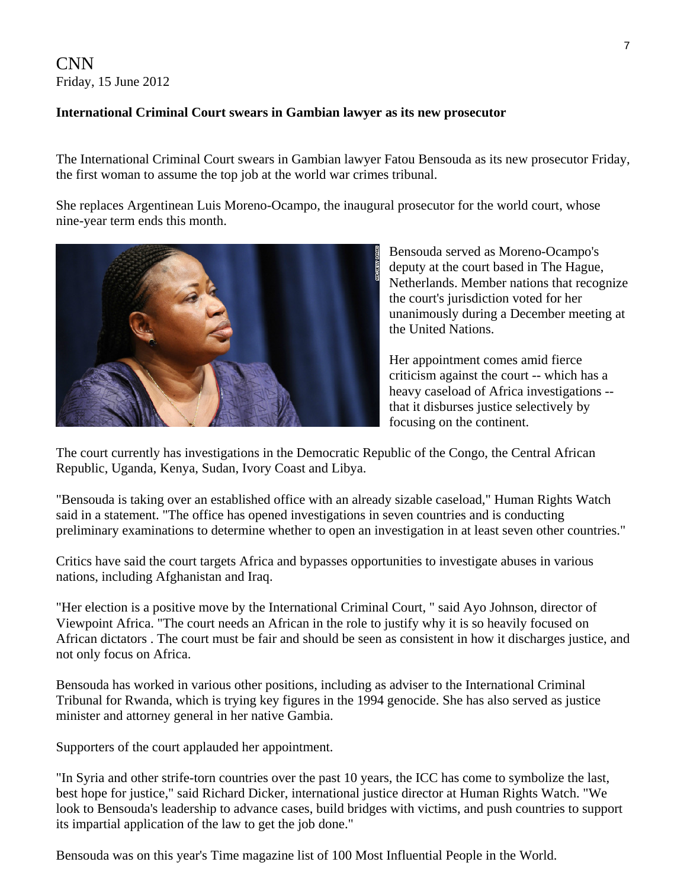CNN
Friday, 15 June 2012

**International Criminal Court swears in Gambian lawyer as its new prosecutor**

The International Criminal Court swears in Gambian lawyer Fatou Bensouda as its new prosecutor Friday, the first woman to assume the top job at the world war crimes tribunal.

She replaces Argentinean Luis Moreno-Ocampo, the inaugural prosecutor for the world court, whose nine-year term ends this month.

Bensouda served as Moreno-Ocampo's deputy at the court based in The Hague, Netherlands. Member nations that recognize the court's jurisdiction voted for her unanimously during a December meeting at the United Nations.

Her appointment comes amid fierce criticism against the court -- which has a heavy caseload of Africa investigations -- that it disburses justice selectively by focusing on the continent.

The court currently has investigations in the Democratic Republic of the Congo, the Central African Republic, Uganda, Kenya, Sudan, Ivory Coast and Libya.

"Bensouda is taking over an established office with an already sizable caseload," Human Rights Watch said in a statement. "The office has opened investigations in seven countries and is conducting preliminary examinations to determine whether to open an investigation in at least seven other countries."

Critics have said the court targets Africa and bypasses opportunities to investigate abuses in various nations, including Afghanistan and Iraq.

"Her election is a positive move by the International Criminal Court, " said Ayo Johnson, director of Viewpoint Africa. "The court needs an African in the role to justify why it is so heavily focused on African dictators . The court must be fair and should be seen as consistent in how it discharges justice, and not only focus on Africa.

Bensouda has worked in various other positions, including as adviser to the International Criminal Tribunal for Rwanda, which is trying key figures in the 1994 genocide. She has also served as justice minister and attorney general in her native Gambia.

Supporters of the court applauded her appointment.

"In Syria and other strife-torn countries over the past 10 years, the ICC has come to symbolize the last, best hope for justice," said Richard Dicker, international justice director at Human Rights Watch. "We look to Bensouda's leadership to advance cases, build bridges with victims, and push countries to support its impartial application of the law to get the job done."

Bensouda was on this year's Time magazine list of 100 Most Influential People in the World.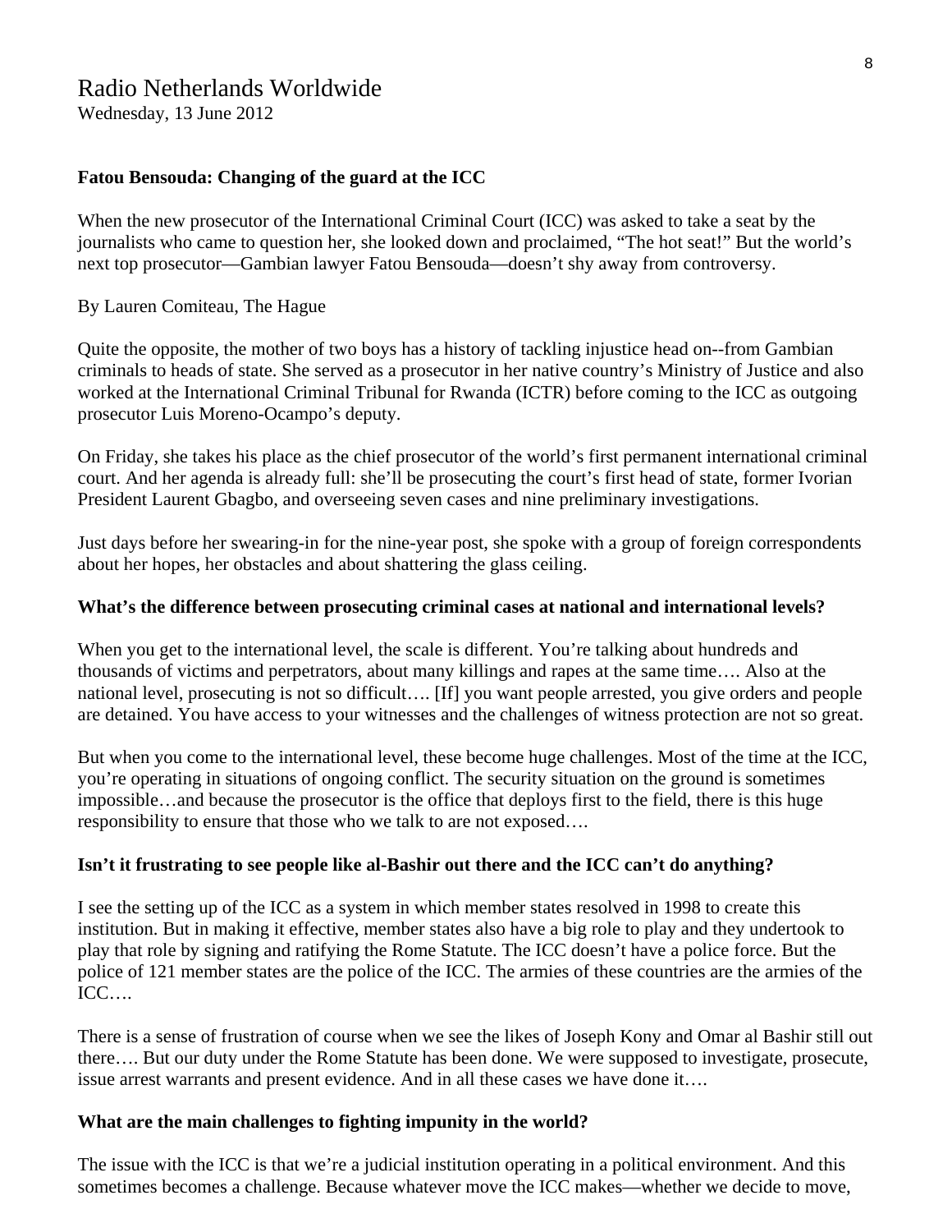Radio Netherlands Worldwide
Wednesday, 13 June 2012

**Fatou Bensouda: Changing of the guard at the ICC**

When the new prosecutor of the International Criminal Court (ICC) was asked to take a seat by the journalists who came to question her, she looked down and proclaimed, "The hot seat!" But the world's next top prosecutor—Gambian lawyer Fatou Bensouda—doesn't shy away from controversy.

By Lauren Comiteau, The Hague

Quite the opposite, the mother of two boys has a history of tackling injustice head on--from Gambian criminals to heads of state. She served as a prosecutor in her native country's Ministry of Justice and also worked at the International Criminal Tribunal for Rwanda (ICTR) before coming to the ICC as outgoing prosecutor Luis Moreno-Ocampo's deputy.

On Friday, she takes his place as the chief prosecutor of the world's first permanent international criminal court. And her agenda is already full: she'll be prosecuting the court's first head of state, former Ivorian President Laurent Gbagbo, and overseeing seven cases and nine preliminary investigations.

Just days before her swearing-in for the nine-year post, she spoke with a group of foreign correspondents about her hopes, her obstacles and about shattering the glass ceiling.

**What's the difference between prosecuting criminal cases at national and international levels?**

When you get to the international level, the scale is different. You're talking about hundreds and thousands of victims and perpetrators, about many killings and rapes at the same time…. Also at the national level, prosecuting is not so difficult…. [If] you want people arrested, you give orders and people are detained. You have access to your witnesses and the challenges of witness protection are not so great.

But when you come to the international level, these become huge challenges. Most of the time at the ICC, you're operating in situations of ongoing conflict. The security situation on the ground is sometimes impossible…and because the prosecutor is the office that deploys first to the field, there is this huge responsibility to ensure that those who we talk to are not exposed….

**Isn't it frustrating to see people like al-Bashir out there and the ICC can't do anything?**

I see the setting up of the ICC as a system in which member states resolved in 1998 to create this institution. But in making it effective, member states also have a big role to play and they undertook to play that role by signing and ratifying the Rome Statute. The ICC doesn't have a police force. But the police of 121 member states are the police of the ICC. The armies of these countries are the armies of the ICC….

There is a sense of frustration of course when we see the likes of Joseph Kony and Omar al Bashir still out there…. But our duty under the Rome Statute has been done. We were supposed to investigate, prosecute, issue arrest warrants and present evidence. And in all these cases we have done it….

**What are the main challenges to fighting impunity in the world?**

The issue with the ICC is that we're a judicial institution operating in a political environment. And this sometimes becomes a challenge. Because whatever move the ICC makes—whether we decide to move,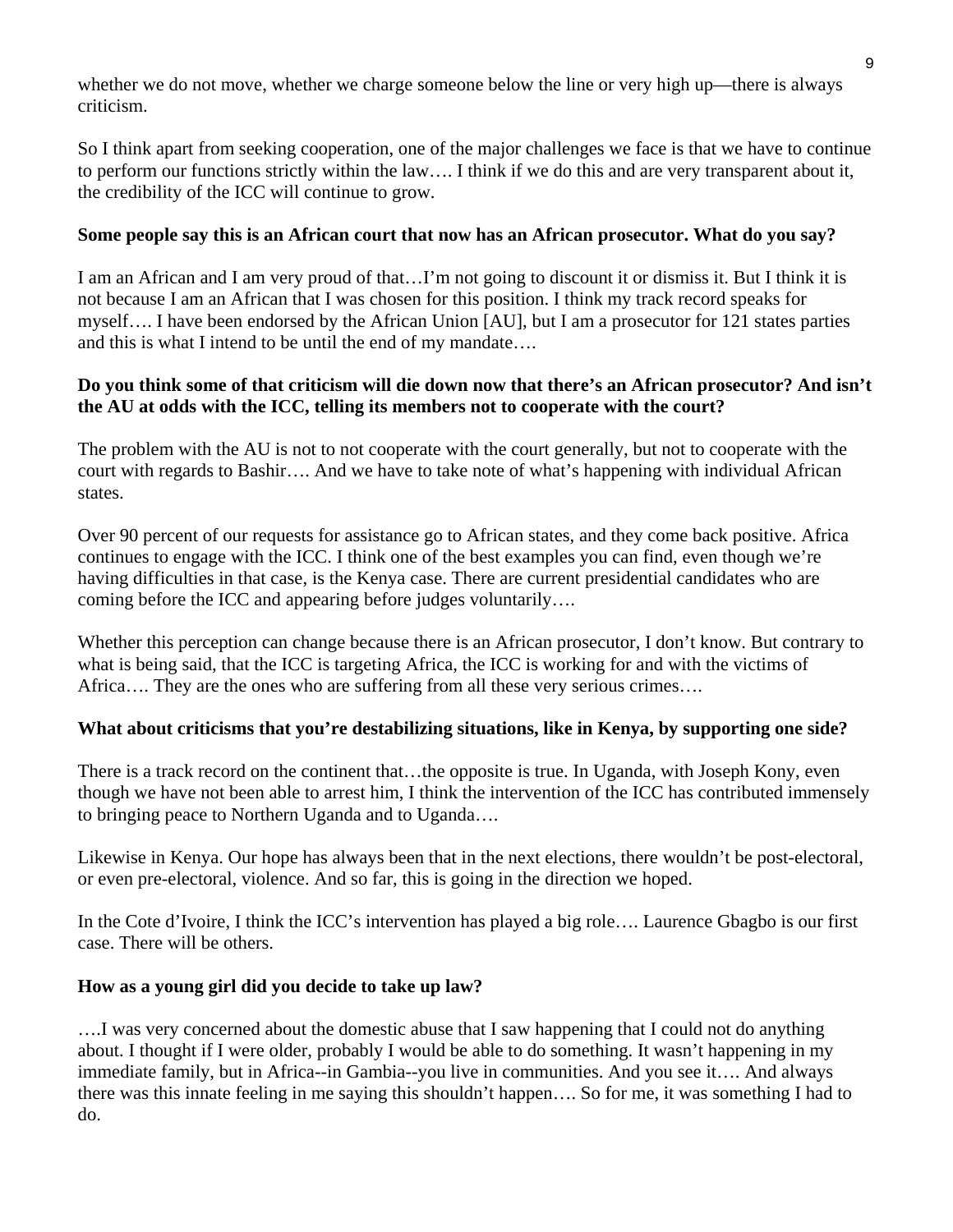whether we do not move, whether we charge someone below the line or very high up—there is always criticism.

So I think apart from seeking cooperation, one of the major challenges we face is that we have to continue to perform our functions strictly within the law…. I think if we do this and are very transparent about it, the credibility of the ICC will continue to grow.

**Some people say this is an African court that now has an African prosecutor. What do you say?**

I am an African and I am very proud of that…I'm not going to discount it or dismiss it. But I think it is not because I am an African that I was chosen for this position. I think my track record speaks for myself…. I have been endorsed by the African Union [AU], but I am a prosecutor for 121 states parties and this is what I intend to be until the end of my mandate….

**Do you think some of that criticism will die down now that there's an African prosecutor? And isn't the AU at odds with the ICC, telling its members not to cooperate with the court?**

The problem with the AU is not to not cooperate with the court generally, but not to cooperate with the court with regards to Bashir…. And we have to take note of what's happening with individual African states.

Over 90 percent of our requests for assistance go to African states, and they come back positive. Africa continues to engage with the ICC. I think one of the best examples you can find, even though we're having difficulties in that case, is the Kenya case. There are current presidential candidates who are coming before the ICC and appearing before judges voluntarily….

Whether this perception can change because there is an African prosecutor, I don't know. But contrary to what is being said, that the ICC is targeting Africa, the ICC is working for and with the victims of Africa…. They are the ones who are suffering from all these very serious crimes….

**What about criticisms that you're destabilizing situations, like in Kenya, by supporting one side?**

There is a track record on the continent that…the opposite is true. In Uganda, with Joseph Kony, even though we have not been able to arrest him, I think the intervention of the ICC has contributed immensely to bringing peace to Northern Uganda and to Uganda….

Likewise in Kenya. Our hope has always been that in the next elections, there wouldn't be post-electoral, or even pre-electoral, violence. And so far, this is going in the direction we hoped.

In the Cote d'Ivoire, I think the ICC's intervention has played a big role…. Laurence Gbagbo is our first case. There will be others.

**How as a young girl did you decide to take up law?**

….I was very concerned about the domestic abuse that I saw happening that I could not do anything about. I thought if I were older, probably I would be able to do something. It wasn't happening in my immediate family, but in Africa--in Gambia--you live in communities. And you see it…. And always there was this innate feeling in me saying this shouldn't happen…. So for me, it was something I had to do.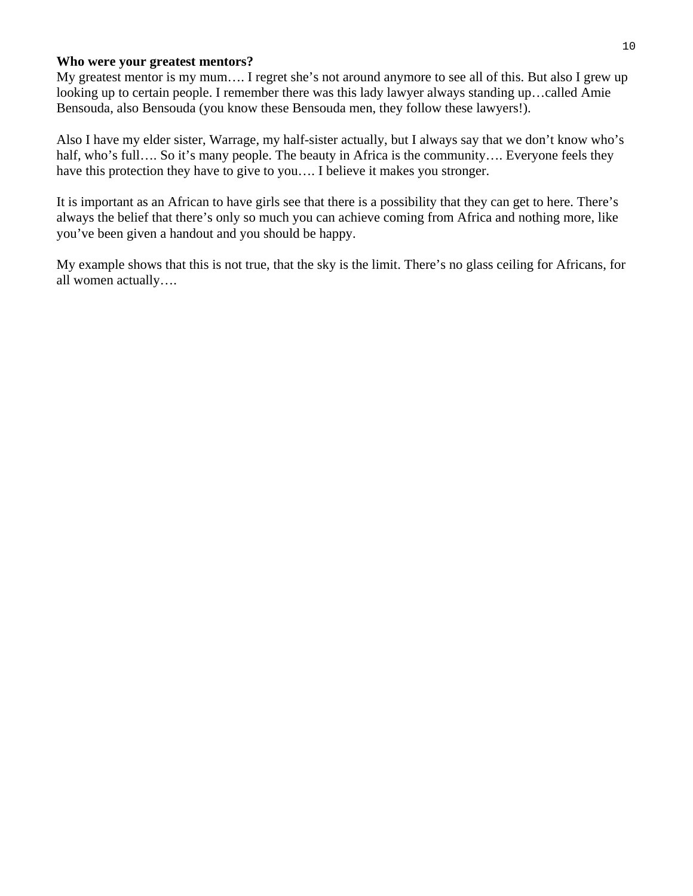**Who were your greatest mentors?**

My greatest mentor is my mum…. I regret she's not around anymore to see all of this. But also I grew up looking up to certain people. I remember there was this lady lawyer always standing up…called Amie Bensouda, also Bensouda (you know these Bensouda men, they follow these lawyers!).

Also I have my elder sister, Warrage, my half-sister actually, but I always say that we don't know who's half, who's full…. So it's many people. The beauty in Africa is the community…. Everyone feels they have this protection they have to give to you…. I believe it makes you stronger.

It is important as an African to have girls see that there is a possibility that they can get to here. There's always the belief that there's only so much you can achieve coming from Africa and nothing more, like you've been given a handout and you should be happy.

My example shows that this is not true, that the sky is the limit. There's no glass ceiling for Africans, for all women actually….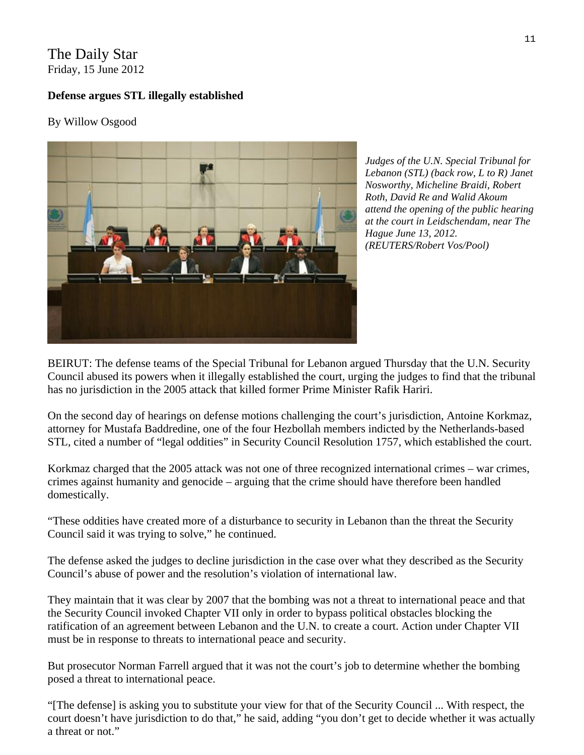The Daily Star
Friday, 15 June 2012

**Defense argues STL illegally established**

By Willow Osgood

*Judges of the U.N. Special Tribunal for Lebanon (STL) (back row, L to R) Janet Nosworthy, Micheline Braidi, Robert Roth, David Re and Walid Akoum attend the opening of the public hearing at the court in Leidschendam, near The Hague June 13, 2012. (REUTERS/Robert Vos/Pool)*

BEIRUT: The defense teams of the Special Tribunal for Lebanon argued Thursday that the U.N. Security Council abused its powers when it illegally established the court, urging the judges to find that the tribunal has no jurisdiction in the 2005 attack that killed former Prime Minister Rafik Hariri.

On the second day of hearings on defense motions challenging the court's jurisdiction, Antoine Korkmaz, attorney for Mustafa Baddredine, one of the four Hezbollah members indicted by the Netherlands-based STL, cited a number of "legal oddities" in Security Council Resolution 1757, which established the court.

Korkmaz charged that the 2005 attack was not one of three recognized international crimes – war crimes, crimes against humanity and genocide – arguing that the crime should have therefore been handled domestically.

"These oddities have created more of a disturbance to security in Lebanon than the threat the Security Council said it was trying to solve," he continued.

The defense asked the judges to decline jurisdiction in the case over what they described as the Security Council's abuse of power and the resolution's violation of international law.

They maintain that it was clear by 2007 that the bombing was not a threat to international peace and that the Security Council invoked Chapter VII only in order to bypass political obstacles blocking the ratification of an agreement between Lebanon and the U.N. to create a court. Action under Chapter VII must be in response to threats to international peace and security.

But prosecutor Norman Farrell argued that it was not the court's job to determine whether the bombing posed a threat to international peace.

"[The defense] is asking you to substitute your view for that of the Security Council ... With respect, the court doesn't have jurisdiction to do that," he said, adding "you don't get to decide whether it was actually a threat or not."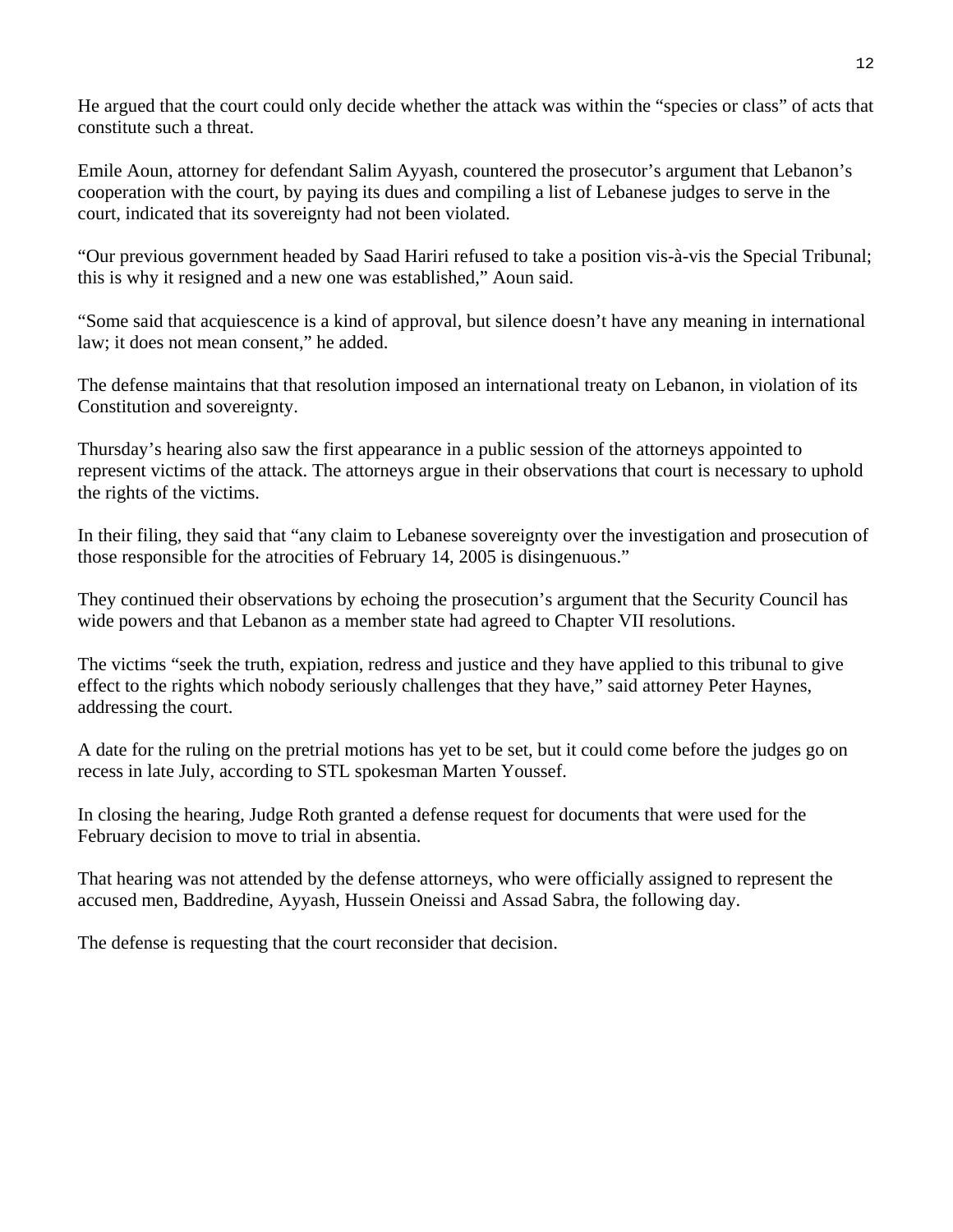He argued that the court could only decide whether the attack was within the "species or class" of acts that constitute such a threat.

Emile Aoun, attorney for defendant Salim Ayyash, countered the prosecutor's argument that Lebanon's cooperation with the court, by paying its dues and compiling a list of Lebanese judges to serve in the court, indicated that its sovereignty had not been violated.

"Our previous government headed by Saad Hariri refused to take a position vis-à-vis the Special Tribunal; this is why it resigned and a new one was established," Aoun said.

"Some said that acquiescence is a kind of approval, but silence doesn't have any meaning in international law; it does not mean consent," he added.

The defense maintains that that resolution imposed an international treaty on Lebanon, in violation of its Constitution and sovereignty.

Thursday's hearing also saw the first appearance in a public session of the attorneys appointed to represent victims of the attack. The attorneys argue in their observations that court is necessary to uphold the rights of the victims.

In their filing, they said that "any claim to Lebanese sovereignty over the investigation and prosecution of those responsible for the atrocities of February 14, 2005 is disingenuous."

They continued their observations by echoing the prosecution's argument that the Security Council has wide powers and that Lebanon as a member state had agreed to Chapter VII resolutions.

The victims "seek the truth, expiation, redress and justice and they have applied to this tribunal to give effect to the rights which nobody seriously challenges that they have," said attorney Peter Haynes, addressing the court.

A date for the ruling on the pretrial motions has yet to be set, but it could come before the judges go on recess in late July, according to STL spokesman Marten Youssef.

In closing the hearing, Judge Roth granted a defense request for documents that were used for the February decision to move to trial in absentia.

That hearing was not attended by the defense attorneys, who were officially assigned to represent the accused men, Baddredine, Ayyash, Hussein Oneissi and Assad Sabra, the following day.

The defense is requesting that the court reconsider that decision.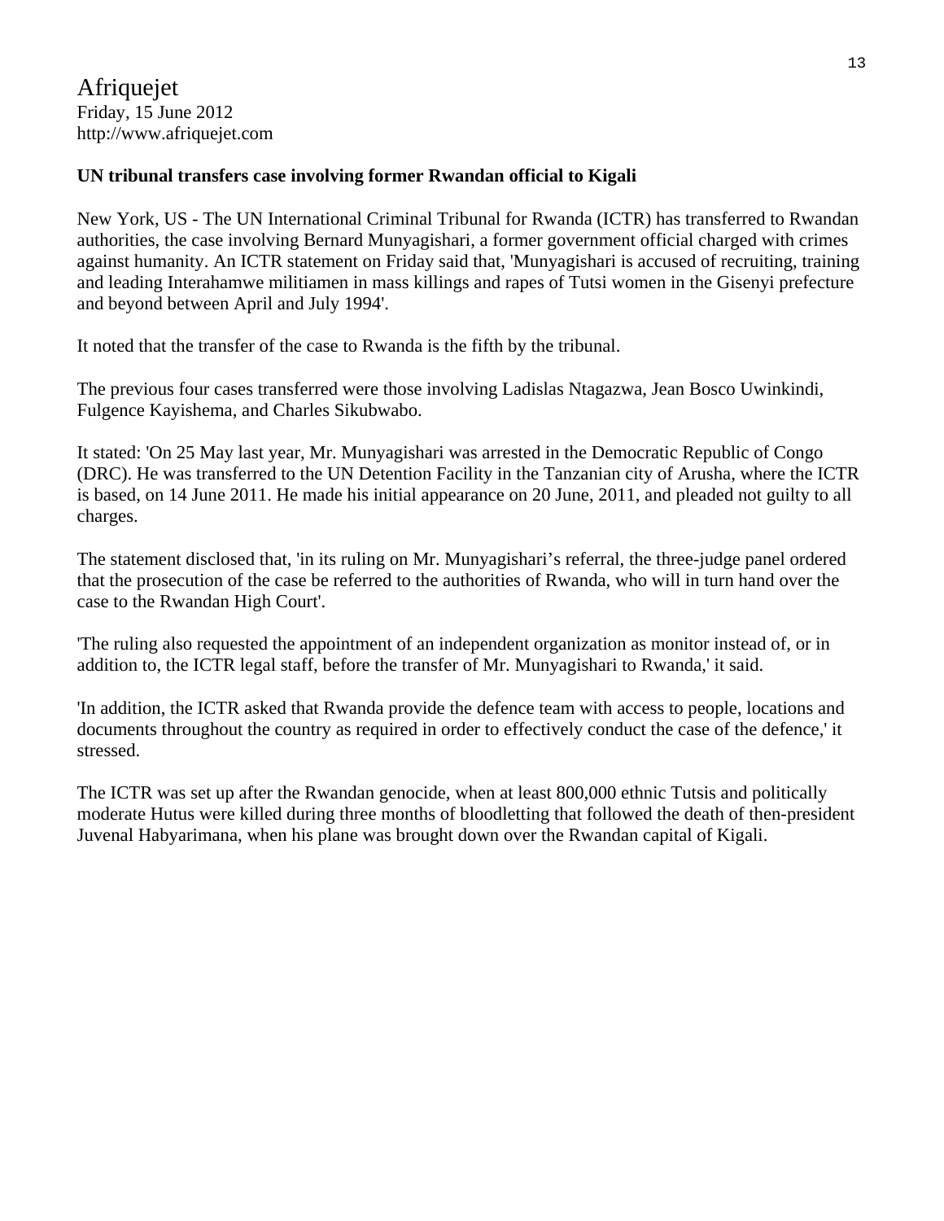Afriquejet
Friday, 15 June 2012
http://www.afriquejet.com

**UN tribunal transfers case involving former Rwandan official to Kigali**

New York, US - The UN International Criminal Tribunal for Rwanda (ICTR) has transferred to Rwandan authorities, the case involving Bernard Munyagishari, a former government official charged with crimes against humanity. An ICTR statement on Friday said that, 'Munyagishari is accused of recruiting, training and leading Interahamwe militiamen in mass killings and rapes of Tutsi women in the Gisenyi prefecture and beyond between April and July 1994'.

It noted that the transfer of the case to Rwanda is the fifth by the tribunal.

The previous four cases transferred were those involving Ladislas Ntagazwa, Jean Bosco Uwinkindi, Fulgence Kayishema, and Charles Sikubwabo.

It stated: 'On 25 May last year, Mr. Munyagishari was arrested in the Democratic Republic of Congo (DRC). He was transferred to the UN Detention Facility in the Tanzanian city of Arusha, where the ICTR is based, on 14 June 2011. He made his initial appearance on 20 June, 2011, and pleaded not guilty to all charges.

The statement disclosed that, 'in its ruling on Mr. Munyagishari's referral, the three-judge panel ordered that the prosecution of the case be referred to the authorities of Rwanda, who will in turn hand over the case to the Rwandan High Court'.

'The ruling also requested the appointment of an independent organization as monitor instead of, or in addition to, the ICTR legal staff, before the transfer of Mr. Munyagishari to Rwanda,' it said.

'In addition, the ICTR asked that Rwanda provide the defence team with access to people, locations and documents throughout the country as required in order to effectively conduct the case of the defence,' it stressed.

The ICTR was set up after the Rwandan genocide, when at least 800,000 ethnic Tutsis and politically moderate Hutus were killed during three months of bloodletting that followed the death of then-president Juvenal Habyarimana, when his plane was brought down over the Rwandan capital of Kigali.